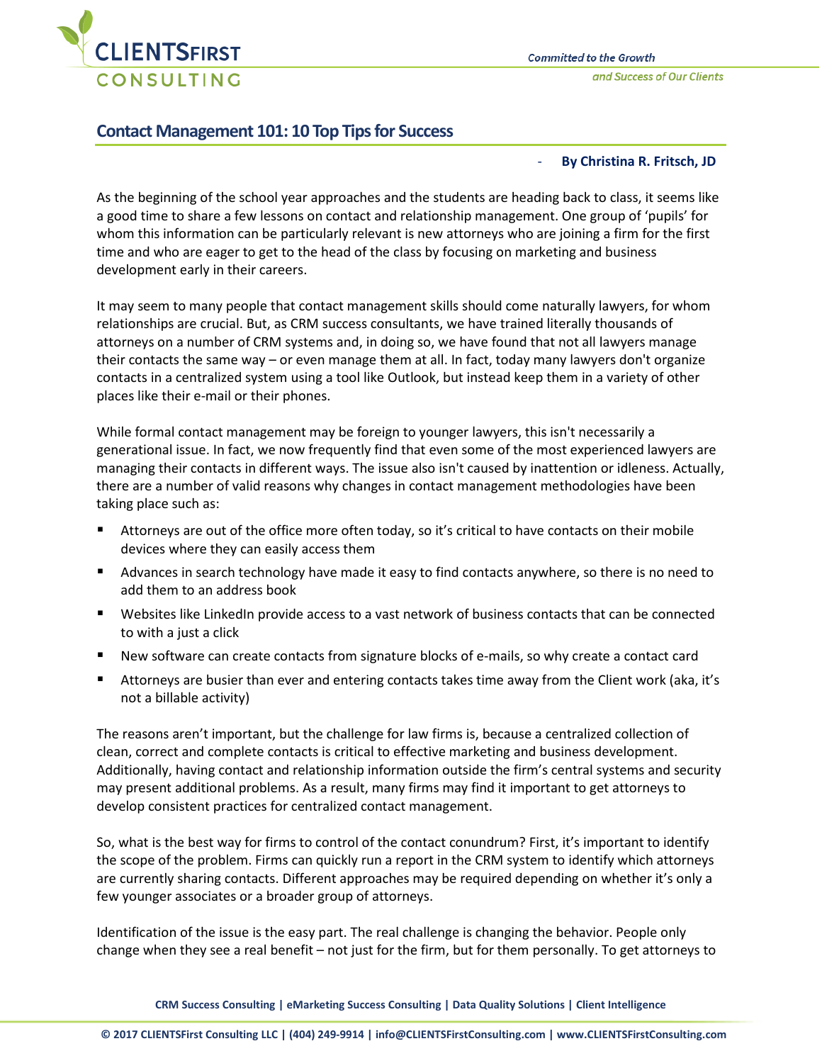## Contact Management 101: 10 Top Tips for Success

- **By Christina R. Fritsch, JD**

As the beginning of the school year approaches and the students are heading back to class, it seems like a good time to share a few lessons on contact and relationship management. One group of 'pupils' for whom this information can be particularly relevant is new attorneys who are joining a firm for the first time and who are eager to get to the head of the class by focusing on marketing and business development early in their careers.

It may seem to many people that contact management skills should come naturally lawyers, for whom relationships are crucial. But, as CRM success consultants, we have trained literally thousands of attorneys on a number of CRM systems and, in doing so, we have found that not all lawyers manage their contacts the same way – or even manage them at all. In fact, today many lawyers don't organize contacts in a centralized system using a tool like Outlook, but instead keep them in a variety of other places like their e-mail or their phones.

While formal contact management may be foreign to younger lawyers, this isn't necessarily a generational issue. In fact, we now frequently find that even some of the most experienced lawyers are managing their contacts in different ways. The issue also isn't caused by inattention or idleness. Actually, there are a number of valid reasons why changes in contact management methodologies have been taking place such as:

- Attorneys are out of the office more often today, so it's critical to have contacts on their mobile devices where they can easily access them
- Advances in search technology have made it easy to find contacts anywhere, so there is no need to add them to an address book
- Websites like LinkedIn provide access to a vast network of business contacts that can be connected to with a just a click
- New software can create contacts from signature blocks of e-mails, so why create a contact card
- Attorneys are busier than ever and entering contacts takes time away from the Client work (aka, it's not a billable activity)

The reasons aren't important, but the challenge for law firms is, because a centralized collection of clean, correct and complete contacts is critical to effective marketing and business development. Additionally, having contact and relationship information outside the firm's central systems and security may present additional problems. As a result, many firms may find it important to get attorneys to develop consistent practices for centralized contact management.

So, what is the best way for firms to control of the contact conundrum? First, it's important to identify the scope of the problem. Firms can quickly run a report in the CRM system to identify which attorneys are currently sharing contacts. Different approaches may be required depending on whether it's only a few younger associates or a broader group of attorneys.

Identification of the issue is the easy part. The real challenge is changing the behavior. People only change when they see a real benefit – not just for the firm, but for them personally. To get attorneys to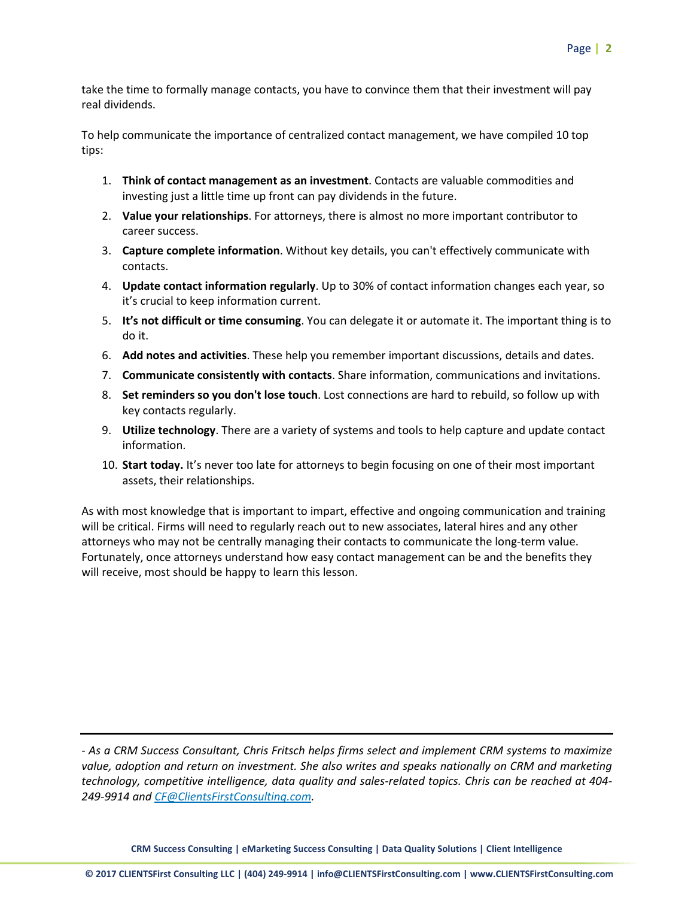take the time to formally manage contacts, you have to convince them that their investment will pay real dividends.

To help communicate the importance of centralized contact management, we have compiled 10 top tips:

1. **Think of contact management as an investment**. Contacts are valuable commodities and investing just a little time up front can pay dividends in the future.
2. **Value your relationships**. For attorneys, there is almost no more important contributor to career success.
3. **Capture complete information**. Without key details, you can't effectively communicate with contacts.
4. **Update contact information regularly**. Up to 30% of contact information changes each year, so it's crucial to keep information current.
5. **It's not difficult or time consuming**. You can delegate it or automate it. The important thing is to do it.
6. **Add notes and activities**. These help you remember important discussions, details and dates.
7. **Communicate consistently with contacts**. Share information, communications and invitations.
8. **Set reminders so you don't lose touch**. Lost connections are hard to rebuild, so follow up with key contacts regularly.
9. **Utilize technology**. There are a variety of systems and tools to help capture and update contact information.
10. **Start today.** It's never too late for attorneys to begin focusing on one of their most important assets, their relationships.

As with most knowledge that is important to impart, effective and ongoing communication and training will be critical. Firms will need to regularly reach out to new associates, lateral hires and any other attorneys who may not be centrally managing their contacts to communicate the long-term value. Fortunately, once attorneys understand how easy contact management can be and the benefits they will receive, most should be happy to learn this lesson.

---

*- As a CRM Success Consultant, Chris Fritsch helps firms select and implement CRM systems to maximize value, adoption and return on investment. She also writes and speaks nationally on CRM and marketing technology, competitive intelligence, data quality and sales-related topics. Chris can be reached at 404-249-9914 and [CF@ClientsFirstConsulting.com](mailto:CF@ClientsFirstConsulting.com).*

**CRM Success Consulting | eMarketing Success Consulting | Data Quality Solutions | Client Intelligence**

**© 2017 CLIENTSFirst Consulting LLC | (404) 249-9914 | info@CLIENTSFirstConsulting.com | www.CLIENTSFirstConsulting.com**